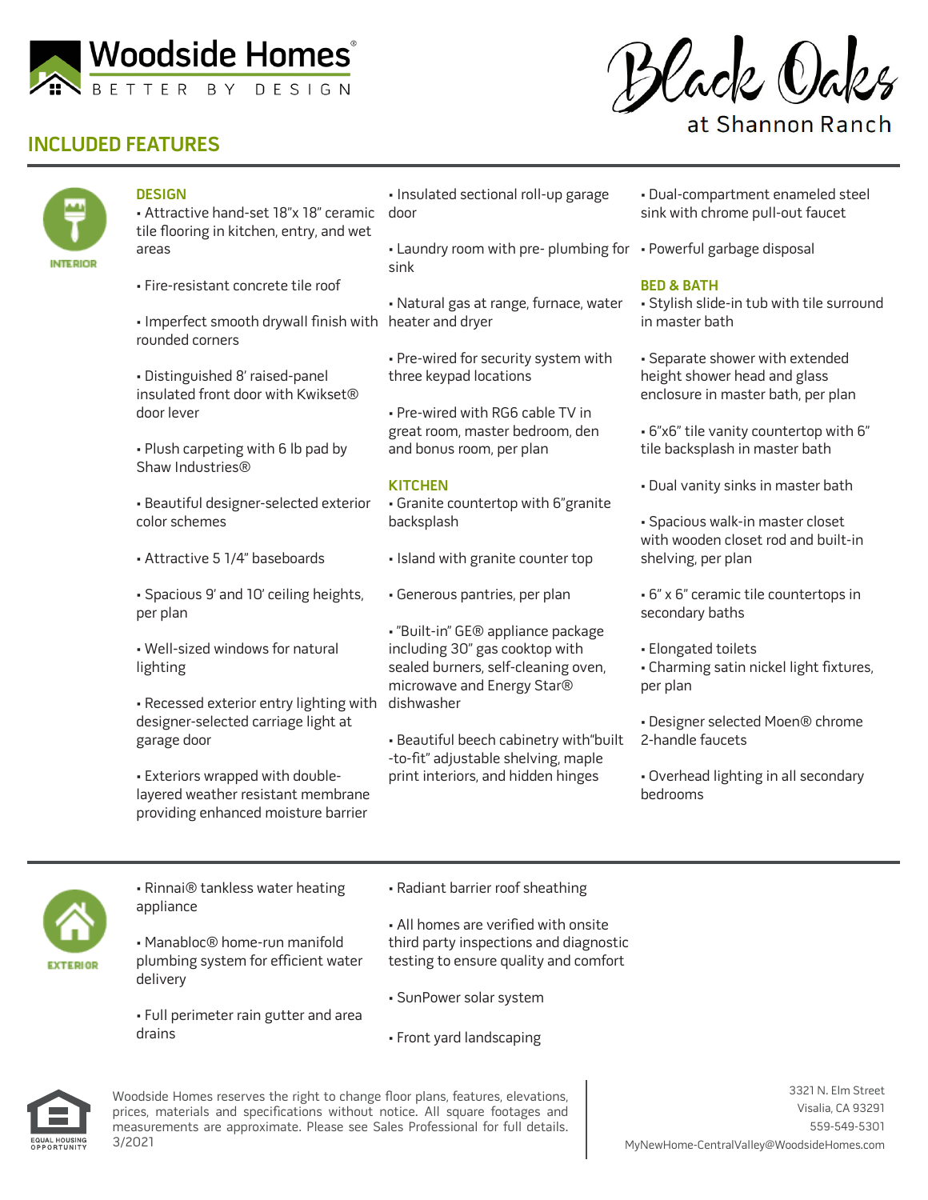Woodside Homes®

BETTER BY DESIGN

Black Oaks at Shannon Ranch

# INCLUDED FEATURES

## INTERIOR

### DESIGN

- Attractive hand-set 18"x 18" ceramic tile flooring in kitchen, entry, and wet areas
- Fire-resistant concrete tile roof
- Imperfect smooth drywall finish with rounded corners
- Distinguished 8' raised-panel insulated front door with Kwikset® door lever
- Plush carpeting with 6 lb pad by Shaw Industries®
- Beautiful designer-selected exterior color schemes
- Attractive 5 1/4" baseboards
- Spacious 9' and 10' ceiling heights, per plan
- Well-sized windows for natural lighting
- Recessed exterior entry lighting with designer-selected carriage light at garage door
- Exteriors wrapped with double-layered weather resistant membrane providing enhanced moisture barrier
- Insulated sectional roll-up garage door
- Laundry room with pre- plumbing for sink
- Natural gas at range, furnace, water heater and dryer
- Pre-wired for security system with three keypad locations
- Pre-wired with RG6 cable TV in great room, master bedroom, den and bonus room, per plan

### KITCHEN

- Granite countertop with 6"granite backsplash
- Island with granite counter top
- Generous pantries, per plan
- "Built-in" GE® appliance package including 30" gas cooktop with sealed burners, self-cleaning oven, microwave and Energy Star® dishwasher
- Beautiful beech cabinetry with"built -to-fit" adjustable shelving, maple print interiors, and hidden hinges
- Dual-compartment enameled steel sink with chrome pull-out faucet
- Powerful garbage disposal

### BED & BATH

- Stylish slide-in tub with tile surround in master bath
- Separate shower with extended height shower head and glass enclosure in master bath, per plan
- 6"x6" tile vanity countertop with 6" tile backsplash in master bath
- Dual vanity sinks in master bath
- Spacious walk-in master closet with wooden closet rod and built-in shelving, per plan
- 6" x 6" ceramic tile countertops in secondary baths
- Elongated toilets
- Charming satin nickel light fixtures, per plan
- Designer selected Moen® chrome 2-handle faucets
- Overhead lighting in all secondary bedrooms

## EXTERIOR

- Rinnai® tankless water heating appliance
- Manabloc® home-run manifold plumbing system for efficient water delivery
- Full perimeter rain gutter and area drains
- Radiant barrier roof sheathing
- All homes are verified with onsite third party inspections and diagnostic testing to ensure quality and comfort
- SunPower solar system
- Front yard landscaping

EQUAL HOUSING OPPORTUNITY

Woodside Homes reserves the right to change floor plans, features, elevations, prices, materials and specifications without notice. All square footages and measurements are approximate. Please see Sales Professional for full details. 3/2021

3321 N. Elm Street
Visalia, CA 93291
559-549-5301
MyNewHome-CentralValley@WoodsideHomes.com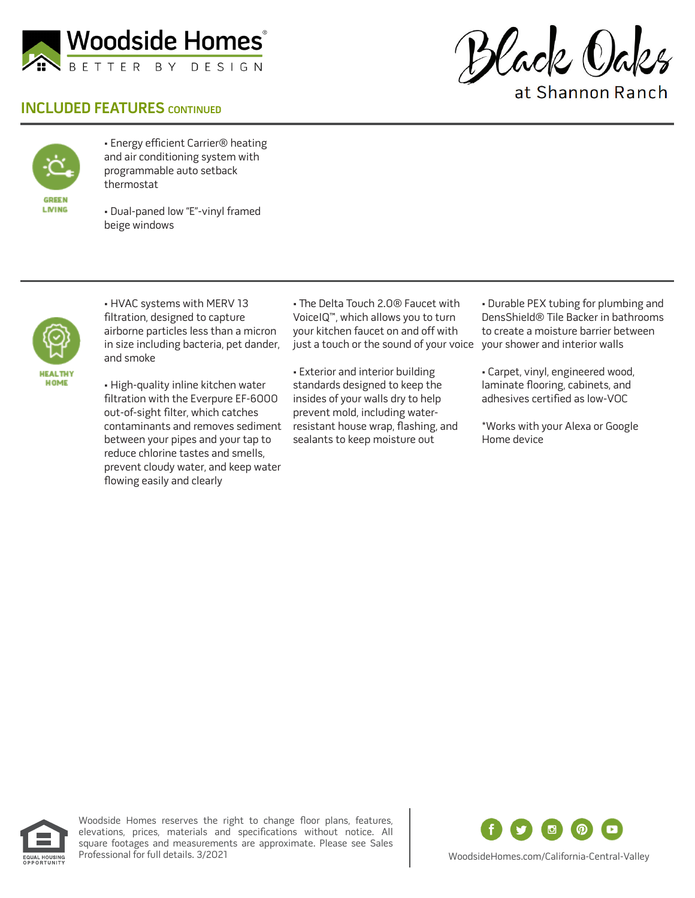Woodside Homes
BETTER BY DESIGN

Black Oaks
at Shannon Ranch

## INCLUDED FEATURES CONTINUED

GREEN LIVING

- Energy efficient Carrier® heating and air conditioning system with programmable auto setback thermostat
- Dual-paned low "E"-vinyl framed beige windows

HEALTHY HOME

- HVAC systems with MERV 13 filtration, designed to capture airborne particles less than a micron in size including bacteria, pet dander, and smoke
- High-quality inline kitchen water filtration with the Everpure EF-6000 out-of-sight filter, which catches contaminants and removes sediment between your pipes and your tap to reduce chlorine tastes and smells, prevent cloudy water, and keep water flowing easily and clearly
- The Delta Touch 2.0® Faucet with VoiceIQ™, which allows you to turn your kitchen faucet on and off with just a touch or the sound of your voice
- Exterior and interior building standards designed to keep the insides of your walls dry to help prevent mold, including water-resistant house wrap, flashing, and sealants to keep moisture out
- Durable PEX tubing for plumbing and DensShield® Tile Backer in bathrooms to create a moisture barrier between your shower and interior walls
- Carpet, vinyl, engineered wood, laminate flooring, cabinets, and adhesives certified as low-VOC

*Works with your Alexa or Google Home device

EQUAL HOUSING OPPORTUNITY

Woodside Homes reserves the right to change floor plans, features, elevations, prices, materials and specifications without notice. All square footages and measurements are approximate. Please see Sales Professional for full details. 3/2021

WoodsideHomes.com/California-Central-Valley